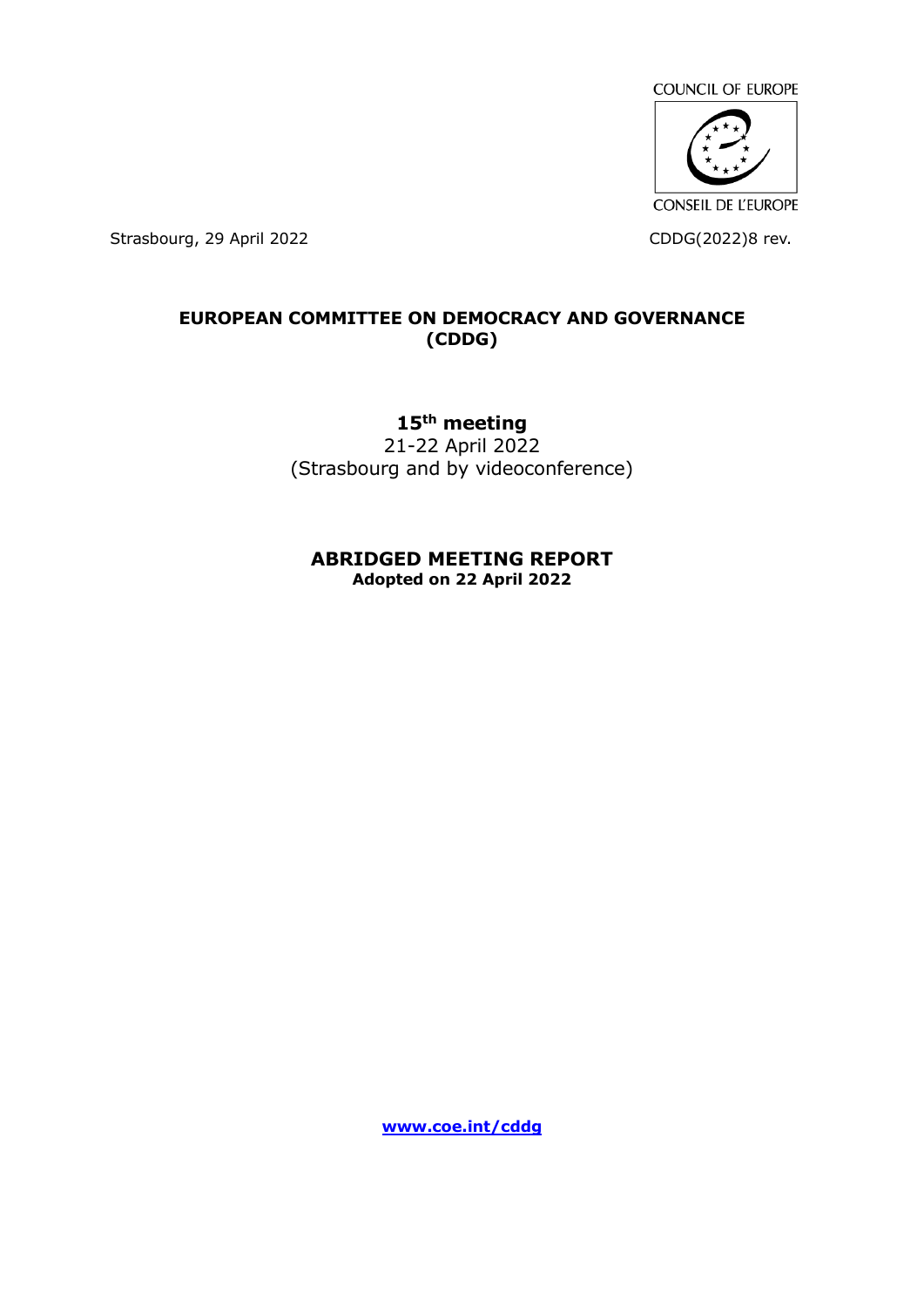COUNCIL OF EUROPE

CONSEIL DE L'EUROPE

Strasbourg, 29 April 2022

CDDG(2022)8 rev.

**EUROPEAN COMMITTEE ON DEMOCRACY AND GOVERNANCE (CDDG)**

**15th meeting**

21-22 April 2022

(Strasbourg and by videoconference)

**ABRIDGED MEETING REPORT**

**Adopted on 22 April 2022**

[www.coe.int/cddg](http://www.coe.int/cddg)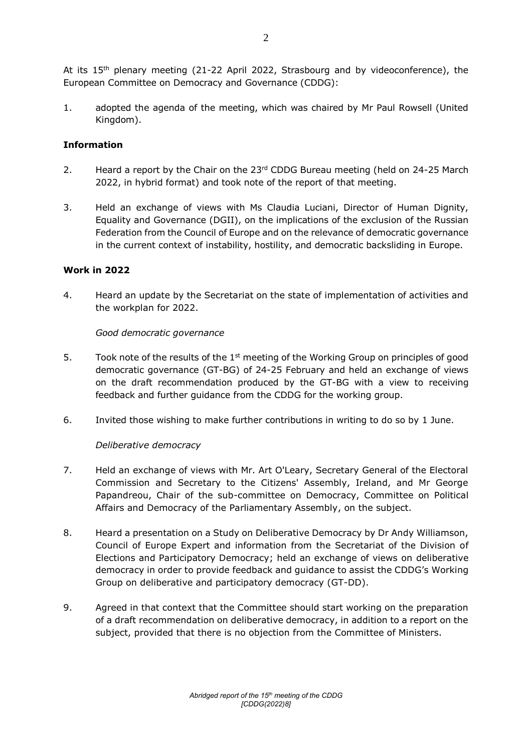At its 15th plenary meeting (21-22 April 2022, Strasbourg and by videoconference), the European Committee on Democracy and Governance (CDDG):

1. adopted the agenda of the meeting, which was chaired by Mr Paul Rowsell (United Kingdom).

**Information**

2. Heard a report by the Chair on the 23rd CDDG Bureau meeting (held on 24-25 March 2022, in hybrid format) and took note of the report of that meeting.

3. Held an exchange of views with Ms Claudia Luciani, Director of Human Dignity, Equality and Governance (DGII), on the implications of the exclusion of the Russian Federation from the Council of Europe and on the relevance of democratic governance in the current context of instability, hostility, and democratic backsliding in Europe.

**Work in 2022**

4. Heard an update by the Secretariat on the state of implementation of activities and the workplan for 2022.

*Good democratic governance*

5. Took note of the results of the 1st meeting of the Working Group on principles of good democratic governance (GT-BG) of 24-25 February and held an exchange of views on the draft recommendation produced by the GT-BG with a view to receiving feedback and further guidance from the CDDG for the working group.

6. Invited those wishing to make further contributions in writing to do so by 1 June.

*Deliberative democracy*

7. Held an exchange of views with Mr. Art O'Leary, Secretary General of the Electoral Commission and Secretary to the Citizens' Assembly, Ireland, and Mr George Papandreou, Chair of the sub-committee on Democracy, Committee on Political Affairs and Democracy of the Parliamentary Assembly, on the subject.

8. Heard a presentation on a Study on Deliberative Democracy by Dr Andy Williamson, Council of Europe Expert and information from the Secretariat of the Division of Elections and Participatory Democracy; held an exchange of views on deliberative democracy in order to provide feedback and guidance to assist the CDDG's Working Group on deliberative and participatory democracy (GT-DD).

9. Agreed in that context that the Committee should start working on the preparation of a draft recommendation on deliberative democracy, in addition to a report on the subject, provided that there is no objection from the Committee of Ministers.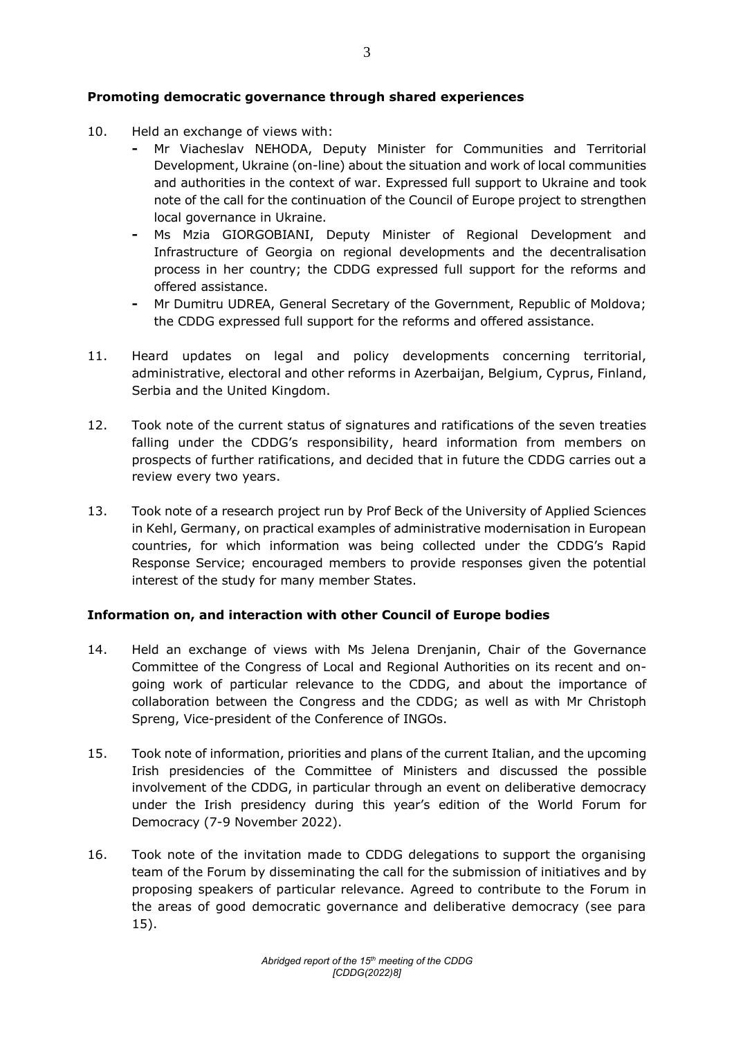**Promoting democratic governance through shared experiences**

10. Held an exchange of views with:
    - Mr Viacheslav NEHODA, Deputy Minister for Communities and Territorial Development, Ukraine (on-line) about the situation and work of local communities and authorities in the context of war. Expressed full support to Ukraine and took note of the call for the continuation of the Council of Europe project to strengthen local governance in Ukraine.
    - Ms Mzia GIORGOBIANI, Deputy Minister of Regional Development and Infrastructure of Georgia on regional developments and the decentralisation process in her country; the CDDG expressed full support for the reforms and offered assistance.
    - Mr Dumitru UDREA, General Secretary of the Government, Republic of Moldova; the CDDG expressed full support for the reforms and offered assistance.

11. Heard updates on legal and policy developments concerning territorial, administrative, electoral and other reforms in Azerbaijan, Belgium, Cyprus, Finland, Serbia and the United Kingdom.

12. Took note of the current status of signatures and ratifications of the seven treaties falling under the CDDG's responsibility, heard information from members on prospects of further ratifications, and decided that in future the CDDG carries out a review every two years.

13. Took note of a research project run by Prof Beck of the University of Applied Sciences in Kehl, Germany, on practical examples of administrative modernisation in European countries, for which information was being collected under the CDDG's Rapid Response Service; encouraged members to provide responses given the potential interest of the study for many member States.

**Information on, and interaction with other Council of Europe bodies**

14. Held an exchange of views with Ms Jelena Drenjanin, Chair of the Governance Committee of the Congress of Local and Regional Authorities on its recent and on-going work of particular relevance to the CDDG, and about the importance of collaboration between the Congress and the CDDG; as well as with Mr Christoph Spreng, Vice-president of the Conference of INGOs.

15. Took note of information, priorities and plans of the current Italian, and the upcoming Irish presidencies of the Committee of Ministers and discussed the possible involvement of the CDDG, in particular through an event on deliberative democracy under the Irish presidency during this year's edition of the World Forum for Democracy (7-9 November 2022).

16. Took note of the invitation made to CDDG delegations to support the organising team of the Forum by disseminating the call for the submission of initiatives and by proposing speakers of particular relevance. Agreed to contribute to the Forum in the areas of good democratic governance and deliberative democracy (see para 15).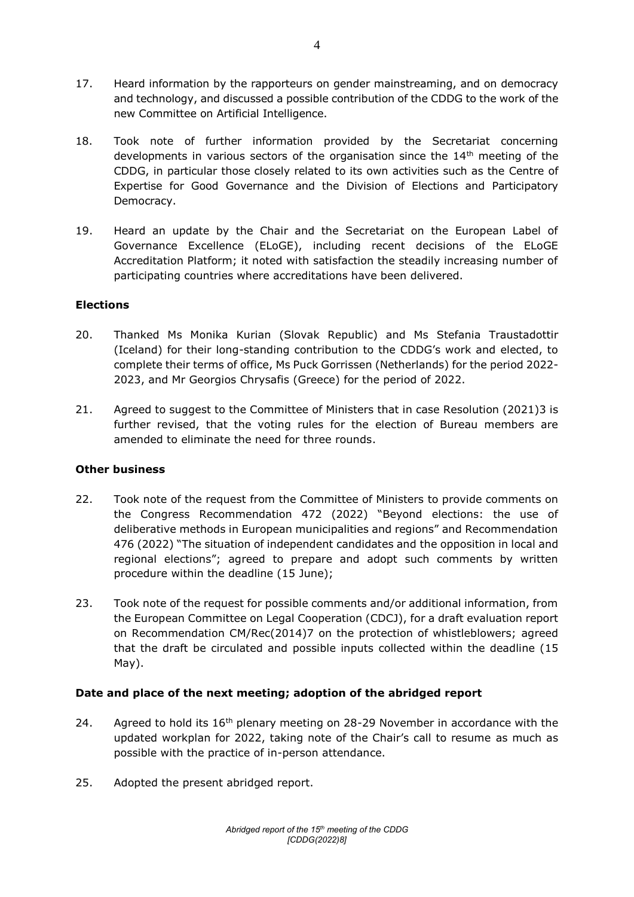17. Heard information by the rapporteurs on gender mainstreaming, and on democracy and technology, and discussed a possible contribution of the CDDG to the work of the new Committee on Artificial Intelligence.

18. Took note of further information provided by the Secretariat concerning developments in various sectors of the organisation since the 14th meeting of the CDDG, in particular those closely related to its own activities such as the Centre of Expertise for Good Governance and the Division of Elections and Participatory Democracy.

19. Heard an update by the Chair and the Secretariat on the European Label of Governance Excellence (ELoGE), including recent decisions of the ELoGE Accreditation Platform; it noted with satisfaction the steadily increasing number of participating countries where accreditations have been delivered.

**Elections**

20. Thanked Ms Monika Kurian (Slovak Republic) and Ms Stefania Traustadottir (Iceland) for their long-standing contribution to the CDDG's work and elected, to complete their terms of office, Ms Puck Gorrissen (Netherlands) for the period 2022-2023, and Mr Georgios Chrysafis (Greece) for the period of 2022.

21. Agreed to suggest to the Committee of Ministers that in case Resolution (2021)3 is further revised, that the voting rules for the election of Bureau members are amended to eliminate the need for three rounds.

**Other business**

22. Took note of the request from the Committee of Ministers to provide comments on the Congress Recommendation 472 (2022) "Beyond elections: the use of deliberative methods in European municipalities and regions" and Recommendation 476 (2022) "The situation of independent candidates and the opposition in local and regional elections"; agreed to prepare and adopt such comments by written procedure within the deadline (15 June);

23. Took note of the request for possible comments and/or additional information, from the European Committee on Legal Cooperation (CDCJ), for a draft evaluation report on Recommendation CM/Rec(2014)7 on the protection of whistleblowers; agreed that the draft be circulated and possible inputs collected within the deadline (15 May).

**Date and place of the next meeting; adoption of the abridged report**

24. Agreed to hold its 16th plenary meeting on 28-29 November in accordance with the updated workplan for 2022, taking note of the Chair's call to resume as much as possible with the practice of in-person attendance.

25. Adopted the present abridged report.